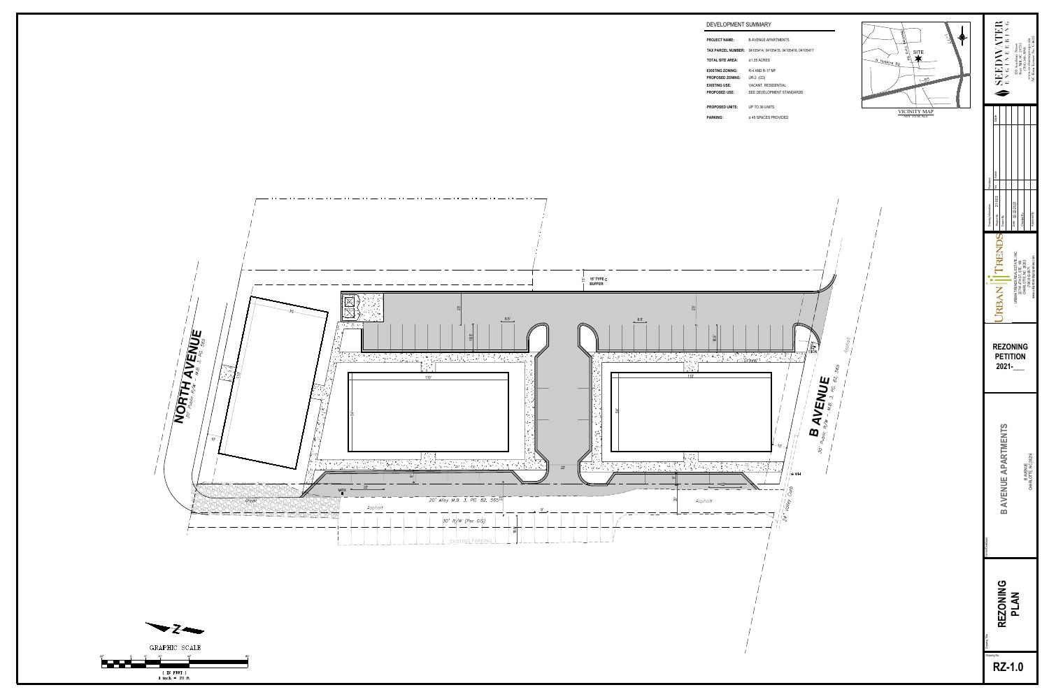## DEVELOPMENT SUMMARY

| | |
|---|---|
| **PROJECT NAME:** | B AVENUE APARTMENTS |
| **TAX PARCEL NUMBER:** | 04105414, 04105415, 04105416, 04105417 |
| **TOTAL SITE AREA:** | ±1.35 ACRES |
| **EXISTING ZONING:** | R-4 AND R-17 MF |
| **PROPOSED ZONING:** | UR-2 (CD) |
| **EXISTING USE:** | VACANT, RESIDENTIAL |
| **PROPOSED USE:** | SEE DEVELOPMENT STANDARDS |
| **PROPOSED UNITS:** | UP TO 38 UNITS |
| **PARKING:** | ± 45 SPACES PROVIDED |

VICINITY MAP
NOT TO SCALE

SITE

N Tryon St

I-85

NORTH AVENUE
30' Public R/W – M.B. 3, PG. 565

B AVENUE
30' Public R/W – M.B. 3, PG. 82, 565

15' TYPE C BUFFER

20' Alley M.B. 3, PG. 82, 565

30' R/W (Per GIS)

EXISTING PARKING

Asphalt

Gravel

24" Valley Curb

GRAPHIC SCALE
( IN FEET )
1 inch = 20 ft.

SEEDWATER ENGINEERING

URBAN TRENDS
URBAN TRENDS REAL ESTATE, INC.
CHARLOTTE, NC

Project No.: 21003

Date: 02-22-2021

REZONING PETITION 2021-___

B AVENUE APARTMENTS
B AVENUE
CHARLOTTE, NC 28206

REZONING PLAN

RZ-1.0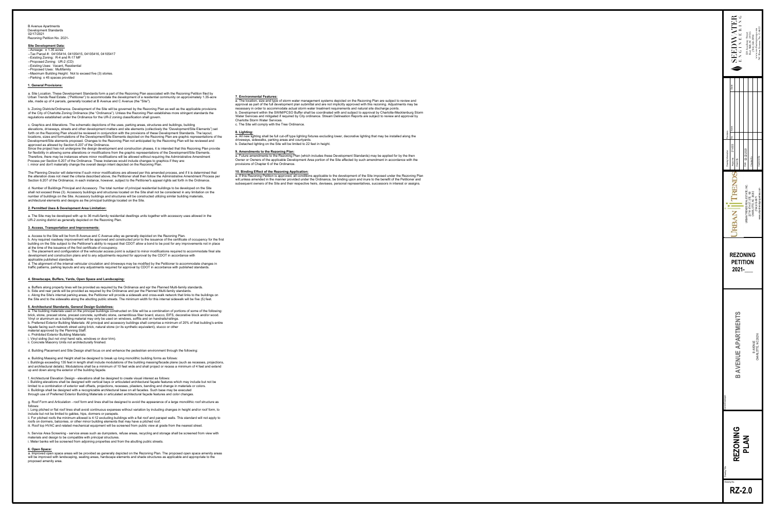B Avenue Apartments
Development Standards
02/17/2021
Rezoning Petition No. 2021-

## Site Development Data:

--Acreage: ± 1.35 acres
--Tax Parcel #: 04105414, 04105415, 04105416, 04105417
--Existing Zoning: R-4 and R-17 MF
--Proposed Zoning: UR-2 (CD)
--Existing Uses: Vacant, Residential
--Proposed Uses: Multifamily
--Maximum Building Height: Not to exceed five (3) stories.
--Parking: ± 45 spaces provided

## 1. General Provisions:

a. Site Location. These Development Standards form a part of the Rezoning Plan associated with the Rezoning Petition filed by Urban Trends Real Estate. ("Petitioner") to accommodate the development of a residential community on approximately 1.35-acre site, made up of 4 parcels, generally located at B Avenue and C Avenue (the "Site").

b. Zoning Districts/Ordinance. Development of the Site will be governed by the Rezoning Plan as well as the applicable provisions of the City of Charlotte Zoning Ordinance (the "Ordinance"). Unless the Rezoning Plan establishes more stringent standards the regulations established under the Ordinance for the UR-2 zoning classification shall govern.

c. Graphics and Alterations. The schematic depictions of the uses, parking areas, structures and buildings, building elevations, driveways, streets and other development matters and site elements (collectively the "Development/Site Elements") set forth on the Rezoning Plan should be reviewed in conjunction with the provisions of these Development Standards. The layout, locations, sizes and formulations of the Development/Site Elements depicted on the Rezoning Plan are graphic representations of the Development/Site elements proposed. Changes to the Rezoning Plan not anticipated by the Rezoning Plan will be reviewed and approved as allowed by Section 6.207 of the Ordinance.
Since the project has not undergone the design development and construction phases, it is intended that this Rezoning Plan provide for flexibility in allowing some alterations or modifications from the graphic representations of the Development/Site Elements. Therefore, there may be instances where minor modifications will be allowed without requiring the Administrative Amendment Process per Section 6.207 of the Ordinance. These instances would include changes to graphics if they are:
i. minor and don't materially change the overall design intent depicted on the Rezoning Plan.

The Planning Director will determine if such minor modifications are allowed per this amended process, and if it is determined that the alteration does not meet the criteria described above, the Petitioner shall then follow the Administrative Amendment Process per Section 6.207 of the Ordinance; in each instance, however, subject to the Petitioner's appeal rights set forth in the Ordinance.

d. Number of Buildings Principal and Accessory. The total number of principal residential buildings to be developed on the Site shall not exceed three (3). Accessory buildings and structures located on the Site shall not be considered in any limitation on the number of buildings on the Site. Accessory buildings and structures will be constructed utilizing similar building materials, architectural elements and designs as the principal buildings located on the Site.

## 2. Permitted Uses & Development Area Limitation:

a. The Site may be developed with up to 36 multi-family residential dwellings units together with accessory uses allowed in the UR-2 zoning district as generally depicted on the Rezoning Plan.

## 3. Access, Transportation and Improvements:

a. Access to the Site will be from B Avenue and C Avenue alley as generally depicted on the Rezoning Plan.
b. Any required roadway improvement will be approved and constructed prior to the issuance of the certificate of occupancy for the first building on the Site subject to the Petitioner's ability to request that CDOT allow a bond to be post for any improvements not in place at the time of the issuance of the first certificate of occupancy.
c. The placement and configuration of the vehicular access point is subject to minor modifications required to accommodate final site development and construction plans and to any adjustments required for approval by the CDOT in accordance with applicable published standards.
d. The alignment of the internal vehicular circulation and driveways may be modified by the Petitioner to accommodate changes in traffic patterns, parking layouts and any adjustments required for approval by CDOT in accordance with published standards.

## 4. Streetscape, Buffers, Yards, Open Space and Landscaping:

a. Buffers along property lines will be provided as required by the Ordinance and epr the Planned Multi-family standards.
b. Side and rear yards will be provided as required by the Ordinance and per the Planned Multi-family standards.
c. Along the Site's internal parking areas, the Petitioner will provide a sidewalk and cross-walk network that links to the buildings on the Site and to the sidewalks along the abutting public streets. The minimum width for this internal sidewalk will be five (5) feet.

## 5. Architectural Standards, General Design Guidelines:

a. The building materials used on the principal buildings constructed on Site will be a combination of portions of some of the following: brick, stone, precast stone, precast concrete, synthetic stone, cementitious fiber board, stucco, EIFS, decorative block and/or wood. Vinyl or aluminum as a building material may only be used on windows, soffits and on handrails/railings.
b. Preferred Exterior Building Materials: All principal and accessory buildings shall comprise a minimum of 20% of that building's entire façade facing such network street using brick, natural stone (or its synthetic equivalent), stucco or other material approved by the Planning Staff.
c. Prohibited Exterior Building Materials:
i. Vinyl siding (but not vinyl hand rails, windows or door trim).
ii. Concrete Masonry Units not architecturally finished.

d. Building Placement and Site Design shall focus on and enhance the pedestrian environment through the following:

e. Building Massing and Height shall be designed to break up long monolithic building forms as follows:
i. Buildings exceeding 135 feet in length shall include modulations of the building massing/facade plane (such as recesses, projections, and architectural details). Modulations shall be a minimum of 10 feet wide and shall project or recess a minimum of 4 feet and extend up and down along the exterior of the building façade.

f. Architectural Elevation Design - elevations shall be designed to create visual interest as follows:
i. Building elevations shall be designed with vertical bays or articulated architectural façade features which may include but not be limited to a combination of exterior wall offsets, projections, recesses, pilasters, banding and change in materials or colors.
ii. Buildings shall be designed with a recognizable architectural base on all facades. Such base may be executed through use of Preferred Exterior Building Materials or articulated architectural façade features and color changes.

g. Roof Form and Articulation - roof form and lines shall be designed to avoid the appearance of a large monolithic roof structure as follows:
i. Long pitched or flat roof lines shall avoid continuous expanses without variation by including changes in height and/or roof form, to include but not be limited to gables, hips, dormers or parapets.
ii. For pitched roofs the minimum allowed is 4:12 excluding buildings with a flat roof and parapet walls. This standard will not apply to roofs on dormers, balconies, or other minor building elements that may have a pitched roof.
iii. Roof top HVAC and related mechanical equipment will be screened from public view at grade from the nearest street.

h. Service Area Screening - service areas such as dumpsters, refuse areas, recycling and storage shall be screened from view with materials and design to be compatible with principal structures.
i. Meter banks will be screened from adjoining properties and from the abutting public streets.

## 6. Open Space:

a. Improved open space areas will be provided as generally depicted on the Rezoning Plan. The proposed open space amenity areas will be improved with landscaping, seating areas, hardscape elements and shade structures as applicable and appropriate to the proposed amenity area.

## 7. Environmental Features:

a. The location, size and type of storm water management systems depicted on the Rezoning Plan are subject to review and approval as part of the full development plan submittal and are not implicitly approved with this rezoning. Adjustments may be necessary in order to accommodate actual storm water treatment requirements and natural site discharge points.
b. Development within the SWIM/PCSO Buffer shall be coordinated with and subject to approval by Charlotte-Mecklenburg Storm Water Services and mitigated if required by City ordinance. Stream Delineation Reports are subject to review and approval by Charlotte Storm Water Services.
c. The Site will comply with the Tree Ordinance.

## 8. Lighting:

a. All new lighting shall be full cut-off type lighting fixtures excluding lower, decorative lighting that may be installed along the driveways, sidewalks, parking areas and courtyards.
b. Detached lighting on the Site will be limited to 22 feet in height.

## 9. Amendments to the Rezoning Plan:

a. Future amendments to the Rezoning Plan (which includes these Development Standards) may be applied for by the then Owner or Owners of the applicable Development Area portion of the Site affected by such amendment in accordance with the provisions of Chapter 6 of the Ordinance.

## 10. Binding Effect of the Rezoning Application:

a. If this Rezoning Petition is approved, all conditions applicable to the development of the Site imposed under the Rezoning Plan will,unless amended in the manner provided under the Ordinance, be binding upon and inure to the benefit of the Petitioner and subsequent owners of the Site and their respective heirs, devisees, personal representatives, successors in interest or assigns.

SEEDWATER ENGINEERING

URBAN TRENDS
URBAN TRENDS REAL ESTATE, INC.

REZONING PETITION 2021-___

B AVENUE APARTMENTS
B AVENUE
CHARLOTTE, NC 28216

REZONING PLAN

RZ-2.0